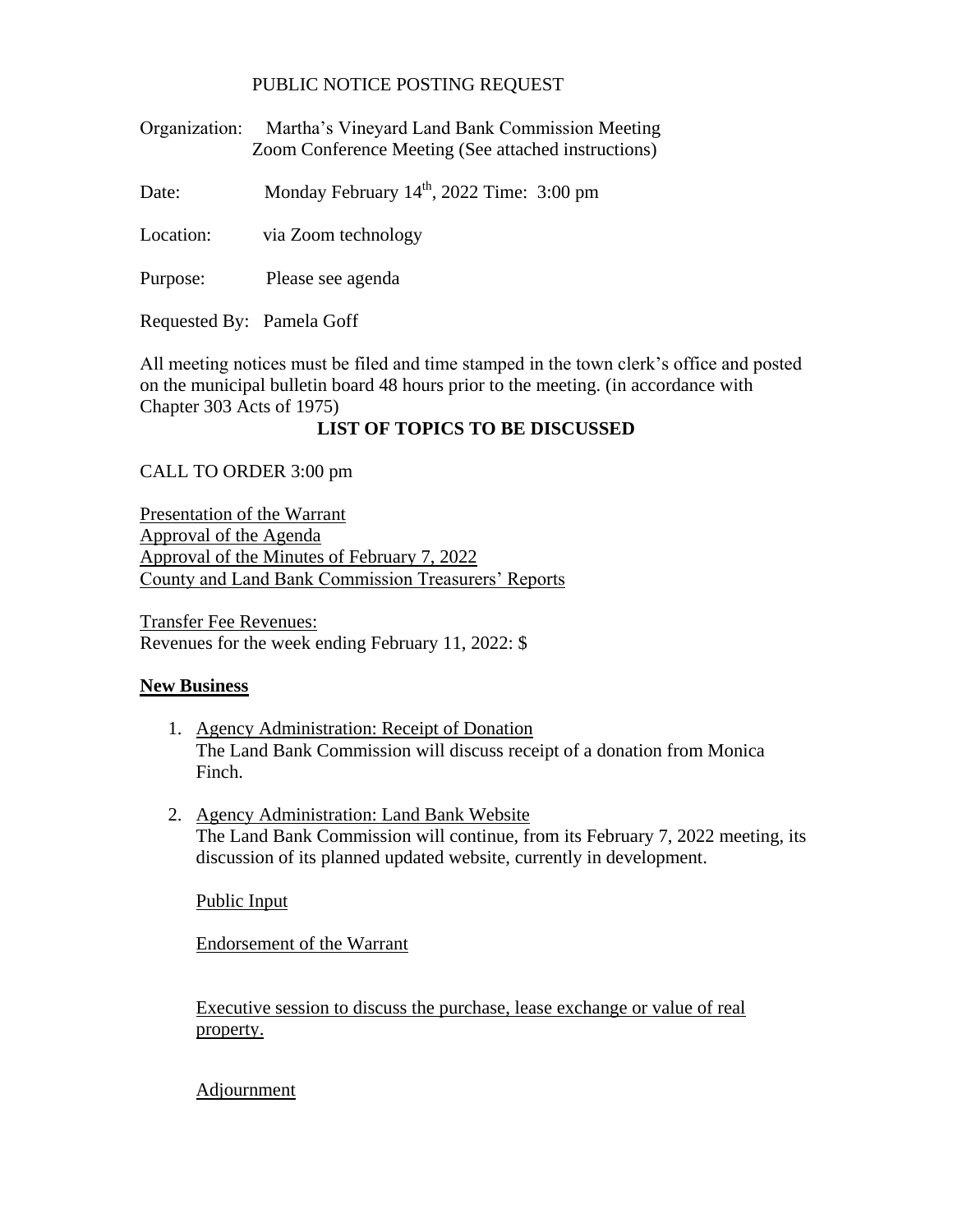PUBLIC NOTICE POSTING REQUEST

Organization: Martha's Vineyard Land Bank Commission Meeting
Zoom Conference Meeting (See attached instructions)

Date: Monday February 14th, 2022 Time: 3:00 pm

Location: via Zoom technology

Purpose: Please see agenda

Requested By: Pamela Goff

All meeting notices must be filed and time stamped in the town clerk's office and posted on the municipal bulletin board 48 hours prior to the meeting. (in accordance with Chapter 303 Acts of 1975)

**LIST OF TOPICS TO BE DISCUSSED**

CALL TO ORDER 3:00 pm

Presentation of the Warrant
Approval of the Agenda
Approval of the Minutes of February 7, 2022
County and Land Bank Commission Treasurers' Reports

Transfer Fee Revenues:
Revenues for the week ending February 11, 2022: $

**New Business**

1. Agency Administration: Receipt of Donation
   The Land Bank Commission will discuss receipt of a donation from Monica Finch.

2. Agency Administration: Land Bank Website
   The Land Bank Commission will continue, from its February 7, 2022 meeting, its discussion of its planned updated website, currently in development.

   Public Input

   Endorsement of the Warrant

   Executive session to discuss the purchase, lease exchange or value of real property.

   Adjournment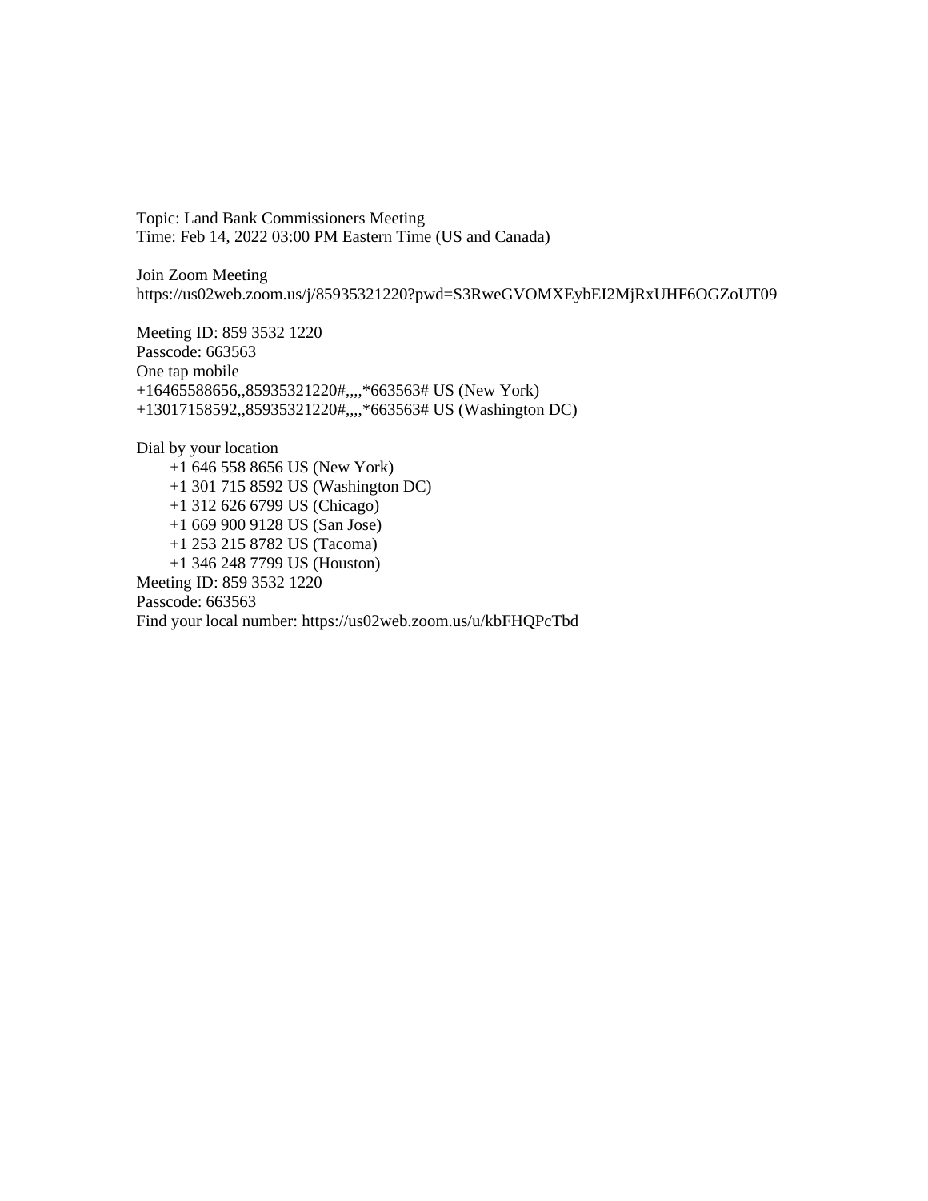Topic: Land Bank Commissioners Meeting
Time: Feb 14, 2022 03:00 PM Eastern Time (US and Canada)

Join Zoom Meeting
https://us02web.zoom.us/j/85935321220?pwd=S3RweGVOMXEybEI2MjRxUHF6OGZoUT09

Meeting ID: 859 3532 1220
Passcode: 663563
One tap mobile
+16465588656,,85935321220#,,,,*663563# US (New York)
+13017158592,,85935321220#,,,,*663563# US (Washington DC)

Dial by your location
+1 646 558 8656 US (New York)
+1 301 715 8592 US (Washington DC)
+1 312 626 6799 US (Chicago)
+1 669 900 9128 US (San Jose)
+1 253 215 8782 US (Tacoma)
+1 346 248 7799 US (Houston)
Meeting ID: 859 3532 1220
Passcode: 663563
Find your local number: https://us02web.zoom.us/u/kbFHQPcTbd